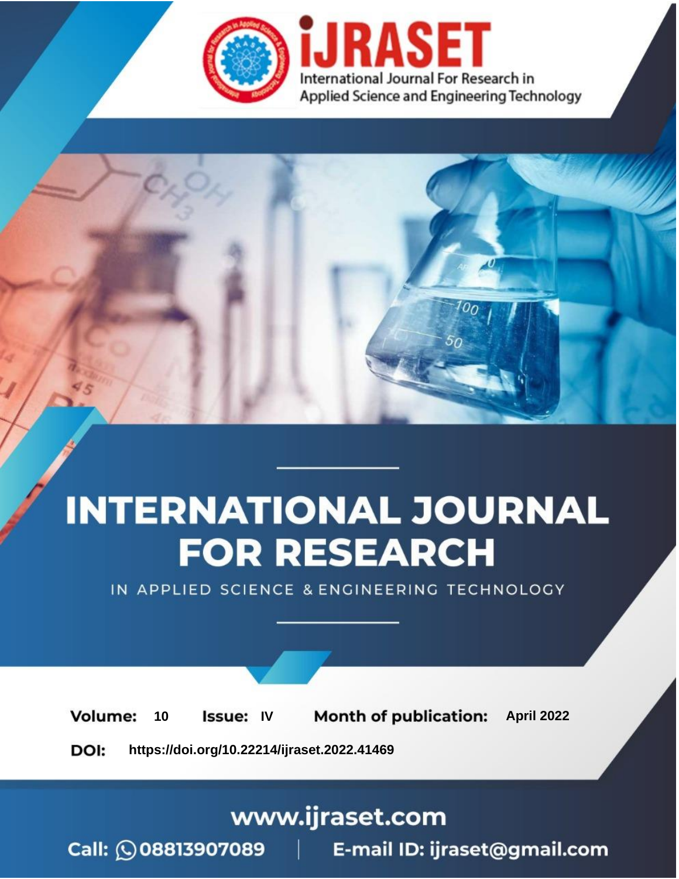International Journal For Research in Applied Science and Engineering Technology

# INTERNATIONAL JOURNAL FOR RESEARCH

IN APPLIED SCIENCE & ENGINEERING TECHNOLOGY

**Volume:** 10 **Issue:** IV **Month of publication:** April 2022

**DOI:** https://doi.org/10.22214/ijraset.2022.41469

www.ijraset.com

Call: 08813907089 | E-mail ID: ijraset@gmail.com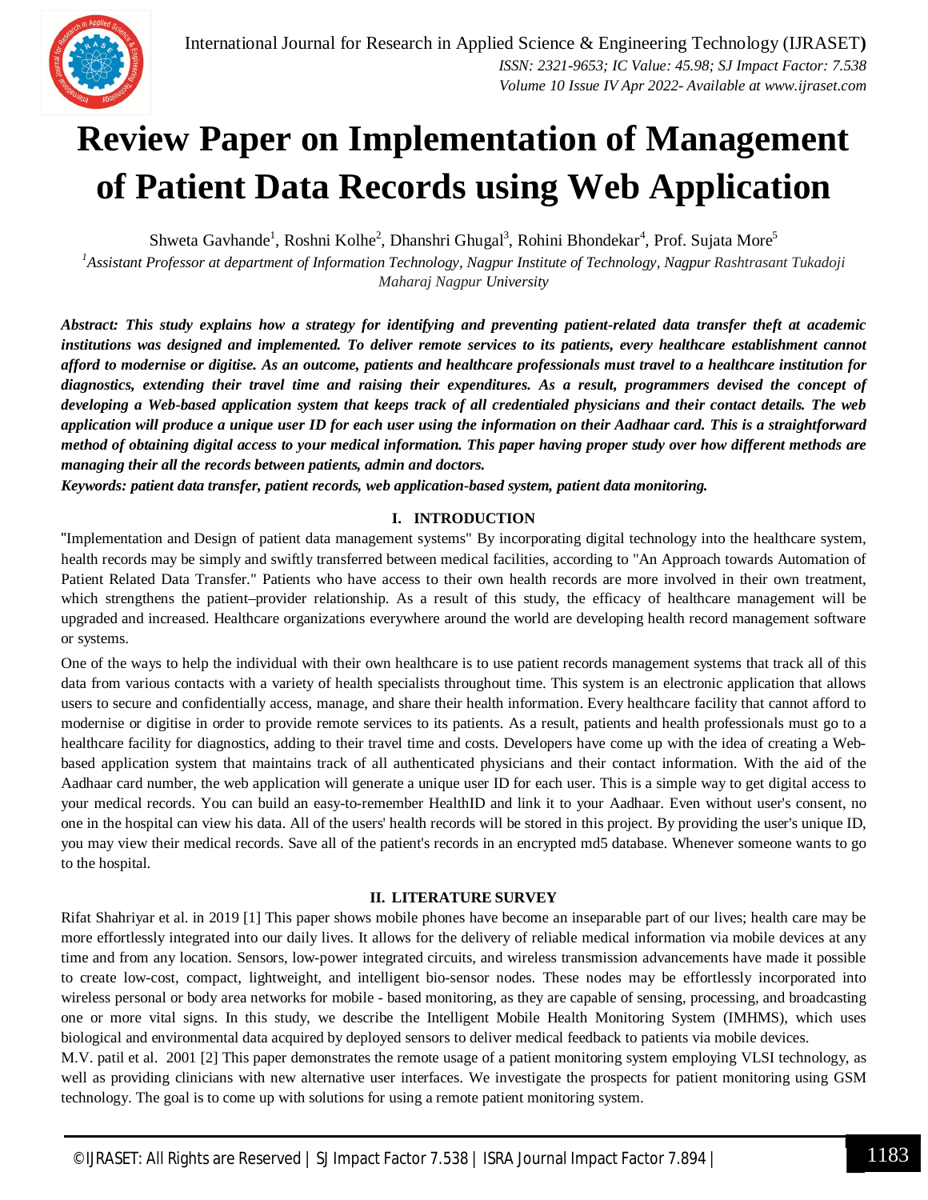# Review Paper on Implementation of Management of Patient Data Records using Web Application

Shweta Gavhande[1], Roshni Kolhe[2], Dhanshri Ghugal[3], Rohini Bhondekar[4], Prof. Sujata More[5]

[1]*Assistant Professor at department of Information Technology, Nagpur Institute of Technology, Nagpur Rashtrasant Tukadoji Maharaj Nagpur University*

***Abstract:** This study explains how a strategy for identifying and preventing patient-related data transfer theft at academic institutions was designed and implemented. To deliver remote services to its patients, every healthcare establishment cannot afford to modernise or digitise. As an outcome, patients and healthcare professionals must travel to a healthcare institution for diagnostics, extending their travel time and raising their expenditures. As a result, programmers devised the concept of developing a Web-based application system that keeps track of all credentialed physicians and their contact details. The web application will produce a unique user ID for each user using the information on their Aadhaar card. This is a straightforward method of obtaining digital access to your medical information. This paper having proper study over how different methods are managing their all the records between patients, admin and doctors.*

***Keywords:** patient data transfer, patient records, web application-based system, patient data monitoring.*

## I. INTRODUCTION

"Implementation and Design of patient data management systems" By incorporating digital technology into the healthcare system, health records may be simply and swiftly transferred between medical facilities, according to "An Approach towards Automation of Patient Related Data Transfer." Patients who have access to their own health records are more involved in their own treatment, which strengthens the patient–provider relationship. As a result of this study, the efficacy of healthcare management will be upgraded and increased. Healthcare organizations everywhere around the world are developing health record management software or systems.

One of the ways to help the individual with their own healthcare is to use patient records management systems that track all of this data from various contacts with a variety of health specialists throughout time. This system is an electronic application that allows users to secure and confidentially access, manage, and share their health information. Every healthcare facility that cannot afford to modernise or digitise in order to provide remote services to its patients. As a result, patients and health professionals must go to a healthcare facility for diagnostics, adding to their travel time and costs. Developers have come up with the idea of creating a Web-based application system that maintains track of all authenticated physicians and their contact information. With the aid of the Aadhaar card number, the web application will generate a unique user ID for each user. This is a simple way to get digital access to your medical records. You can build an easy-to-remember HealthID and link it to your Aadhaar. Even without user's consent, no one in the hospital can view his data. All of the users' health records will be stored in this project. By providing the user's unique ID, you may view their medical records. Save all of the patient's records in an encrypted md5 database. Whenever someone wants to go to the hospital.

## II. LITERATURE SURVEY

Rifat Shahriyar et al. in 2019 [1] This paper shows mobile phones have become an inseparable part of our lives; health care may be more effortlessly integrated into our daily lives. It allows for the delivery of reliable medical information via mobile devices at any time and from any location. Sensors, low-power integrated circuits, and wireless transmission advancements have made it possible to create low-cost, compact, lightweight, and intelligent bio-sensor nodes. These nodes may be effortlessly incorporated into wireless personal or body area networks for mobile - based monitoring, as they are capable of sensing, processing, and broadcasting one or more vital signs. In this study, we describe the Intelligent Mobile Health Monitoring System (IMHMS), which uses biological and environmental data acquired by deployed sensors to deliver medical feedback to patients via mobile devices.

M.V. patil et al. 2001 [2] This paper demonstrates the remote usage of a patient monitoring system employing VLSI technology, as well as providing clinicians with new alternative user interfaces. We investigate the prospects for patient monitoring using GSM technology. The goal is to come up with solutions for using a remote patient monitoring system.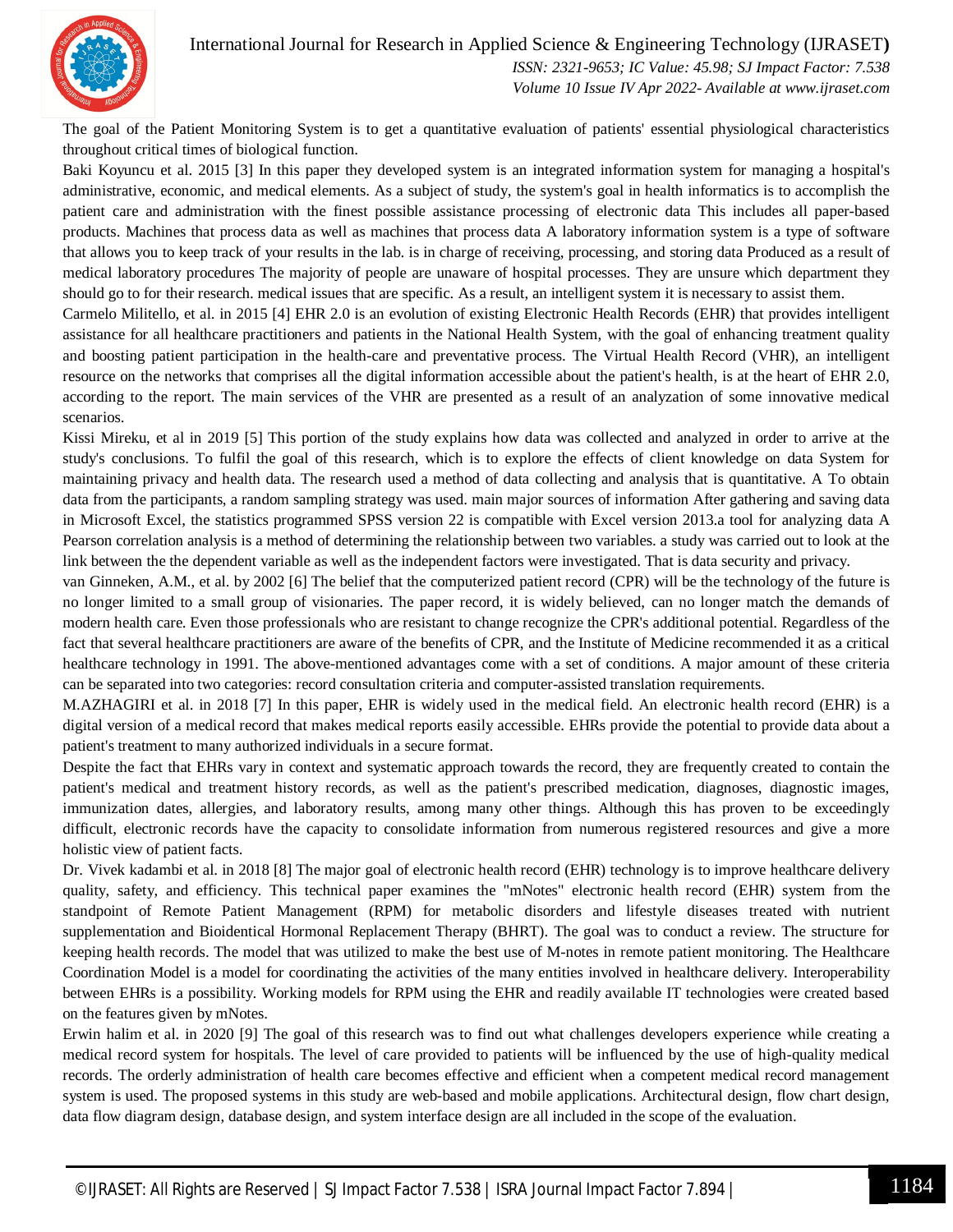The goal of the Patient Monitoring System is to get a quantitative evaluation of patients' essential physiological characteristics throughout critical times of biological function.

Baki Koyuncu et al. 2015 [3] In this paper they developed system is an integrated information system for managing a hospital's administrative, economic, and medical elements. As a subject of study, the system's goal in health informatics is to accomplish the patient care and administration with the finest possible assistance processing of electronic data This includes all paper-based products. Machines that process data as well as machines that process data A laboratory information system is a type of software that allows you to keep track of your results in the lab. is in charge of receiving, processing, and storing data Produced as a result of medical laboratory procedures The majority of people are unaware of hospital processes. They are unsure which department they should go to for their research. medical issues that are specific. As a result, an intelligent system it is necessary to assist them.

Carmelo Militello, et al. in 2015 [4] EHR 2.0 is an evolution of existing Electronic Health Records (EHR) that provides intelligent assistance for all healthcare practitioners and patients in the National Health System, with the goal of enhancing treatment quality and boosting patient participation in the health-care and preventative process. The Virtual Health Record (VHR), an intelligent resource on the networks that comprises all the digital information accessible about the patient's health, is at the heart of EHR 2.0, according to the report. The main services of the VHR are presented as a result of an analyzation of some innovative medical scenarios.

Kissi Mireku, et al in 2019 [5] This portion of the study explains how data was collected and analyzed in order to arrive at the study's conclusions. To fulfil the goal of this research, which is to explore the effects of client knowledge on data System for maintaining privacy and health data. The research used a method of data collecting and analysis that is quantitative. A To obtain data from the participants, a random sampling strategy was used. main major sources of information After gathering and saving data in Microsoft Excel, the statistics programmed SPSS version 22 is compatible with Excel version 2013.a tool for analyzing data A Pearson correlation analysis is a method of determining the relationship between two variables. a study was carried out to look at the link between the the dependent variable as well as the independent factors were investigated. That is data security and privacy.

van Ginneken, A.M., et al. by 2002 [6] The belief that the computerized patient record (CPR) will be the technology of the future is no longer limited to a small group of visionaries. The paper record, it is widely believed, can no longer match the demands of modern health care. Even those professionals who are resistant to change recognize the CPR's additional potential. Regardless of the fact that several healthcare practitioners are aware of the benefits of CPR, and the Institute of Medicine recommended it as a critical healthcare technology in 1991. The above-mentioned advantages come with a set of conditions. A major amount of these criteria can be separated into two categories: record consultation criteria and computer-assisted translation requirements.

M.AZHAGIRI et al. in 2018 [7] In this paper, EHR is widely used in the medical field. An electronic health record (EHR) is a digital version of a medical record that makes medical reports easily accessible. EHRs provide the potential to provide data about a patient's treatment to many authorized individuals in a secure format.

Despite the fact that EHRs vary in context and systematic approach towards the record, they are frequently created to contain the patient's medical and treatment history records, as well as the patient's prescribed medication, diagnoses, diagnostic images, immunization dates, allergies, and laboratory results, among many other things. Although this has proven to be exceedingly difficult, electronic records have the capacity to consolidate information from numerous registered resources and give a more holistic view of patient facts.

Dr. Vivek kadambi et al. in 2018 [8] The major goal of electronic health record (EHR) technology is to improve healthcare delivery quality, safety, and efficiency. This technical paper examines the "mNotes" electronic health record (EHR) system from the standpoint of Remote Patient Management (RPM) for metabolic disorders and lifestyle diseases treated with nutrient supplementation and Bioidentical Hormonal Replacement Therapy (BHRT). The goal was to conduct a review. The structure for keeping health records. The model that was utilized to make the best use of M-notes in remote patient monitoring. The Healthcare Coordination Model is a model for coordinating the activities of the many entities involved in healthcare delivery. Interoperability between EHRs is a possibility. Working models for RPM using the EHR and readily available IT technologies were created based on the features given by mNotes.

Erwin halim et al. in 2020 [9] The goal of this research was to find out what challenges developers experience while creating a medical record system for hospitals. The level of care provided to patients will be influenced by the use of high-quality medical records. The orderly administration of health care becomes effective and efficient when a competent medical record management system is used. The proposed systems in this study are web-based and mobile applications. Architectural design, flow chart design, data flow diagram design, database design, and system interface design are all included in the scope of the evaluation.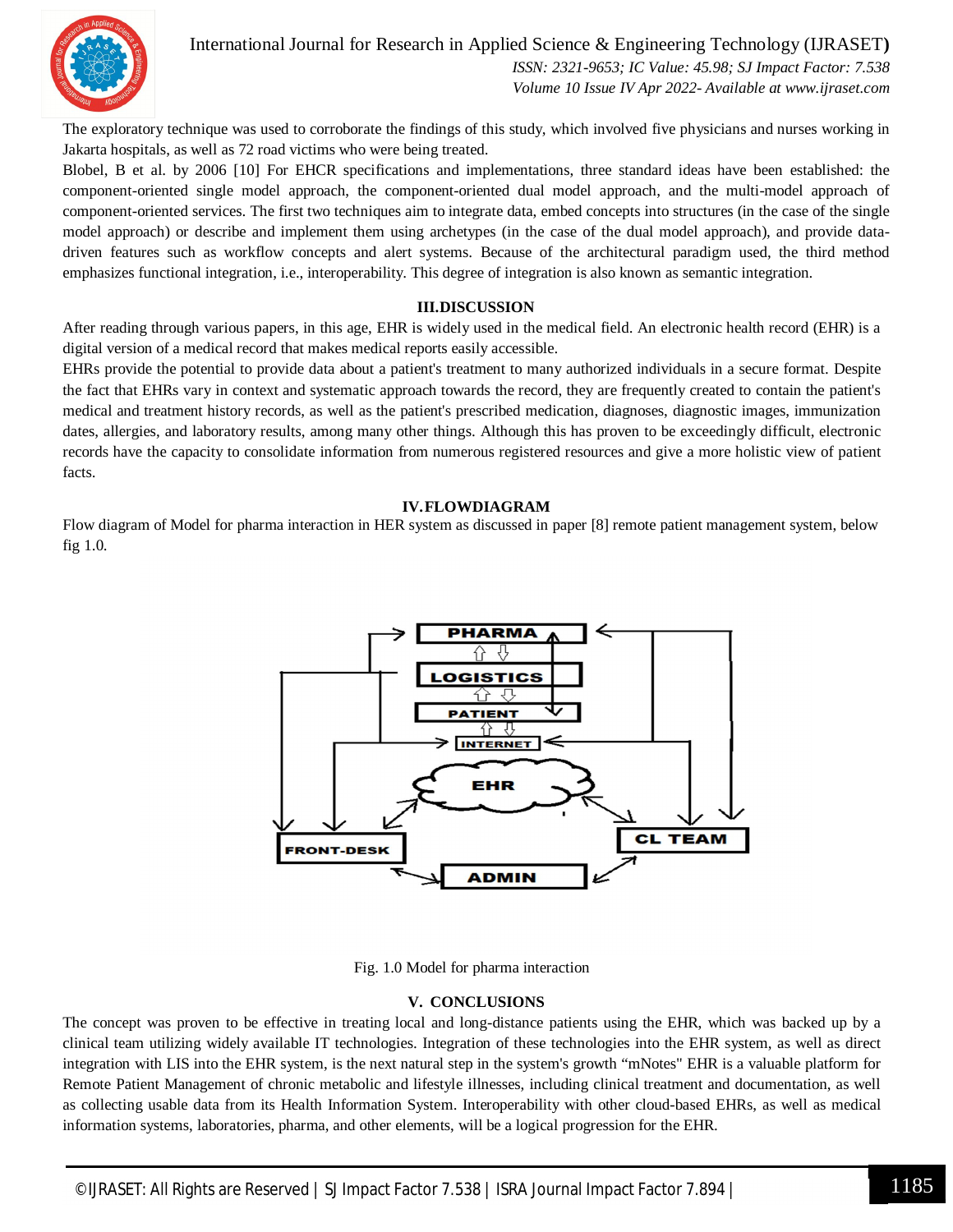The exploratory technique was used to corroborate the findings of this study, which involved five physicians and nurses working in Jakarta hospitals, as well as 72 road victims who were being treated.

Blobel, B et al. by 2006 [10] For EHCR specifications and implementations, three standard ideas have been established: the component-oriented single model approach, the component-oriented dual model approach, and the multi-model approach of component-oriented services. The first two techniques aim to integrate data, embed concepts into structures (in the case of the single model approach) or describe and implement them using archetypes (in the case of the dual model approach), and provide data-driven features such as workflow concepts and alert systems. Because of the architectural paradigm used, the third method emphasizes functional integration, i.e., interoperability. This degree of integration is also known as semantic integration.

## III. DISCUSSION

After reading through various papers, in this age, EHR is widely used in the medical field. An electronic health record (EHR) is a digital version of a medical record that makes medical reports easily accessible.

EHRs provide the potential to provide data about a patient's treatment to many authorized individuals in a secure format. Despite the fact that EHRs vary in context and systematic approach towards the record, they are frequently created to contain the patient's medical and treatment history records, as well as the patient's prescribed medication, diagnoses, diagnostic images, immunization dates, allergies, and laboratory results, among many other things. Although this has proven to be exceedingly difficult, electronic records have the capacity to consolidate information from numerous registered resources and give a more holistic view of patient facts.

## IV. FLOWDIAGRAM

Flow diagram of Model for pharma interaction in HER system as discussed in paper [8] remote patient management system, below fig 1.0.

Fig. 1.0 Model for pharma interaction

## V. CONCLUSIONS

The concept was proven to be effective in treating local and long-distance patients using the EHR, which was backed up by a clinical team utilizing widely available IT technologies. Integration of these technologies into the EHR system, as well as direct integration with LIS into the EHR system, is the next natural step in the system's growth "mNotes" EHR is a valuable platform for Remote Patient Management of chronic metabolic and lifestyle illnesses, including clinical treatment and documentation, as well as collecting usable data from its Health Information System. Interoperability with other cloud-based EHRs, as well as medical information systems, laboratories, pharma, and other elements, will be a logical progression for the EHR.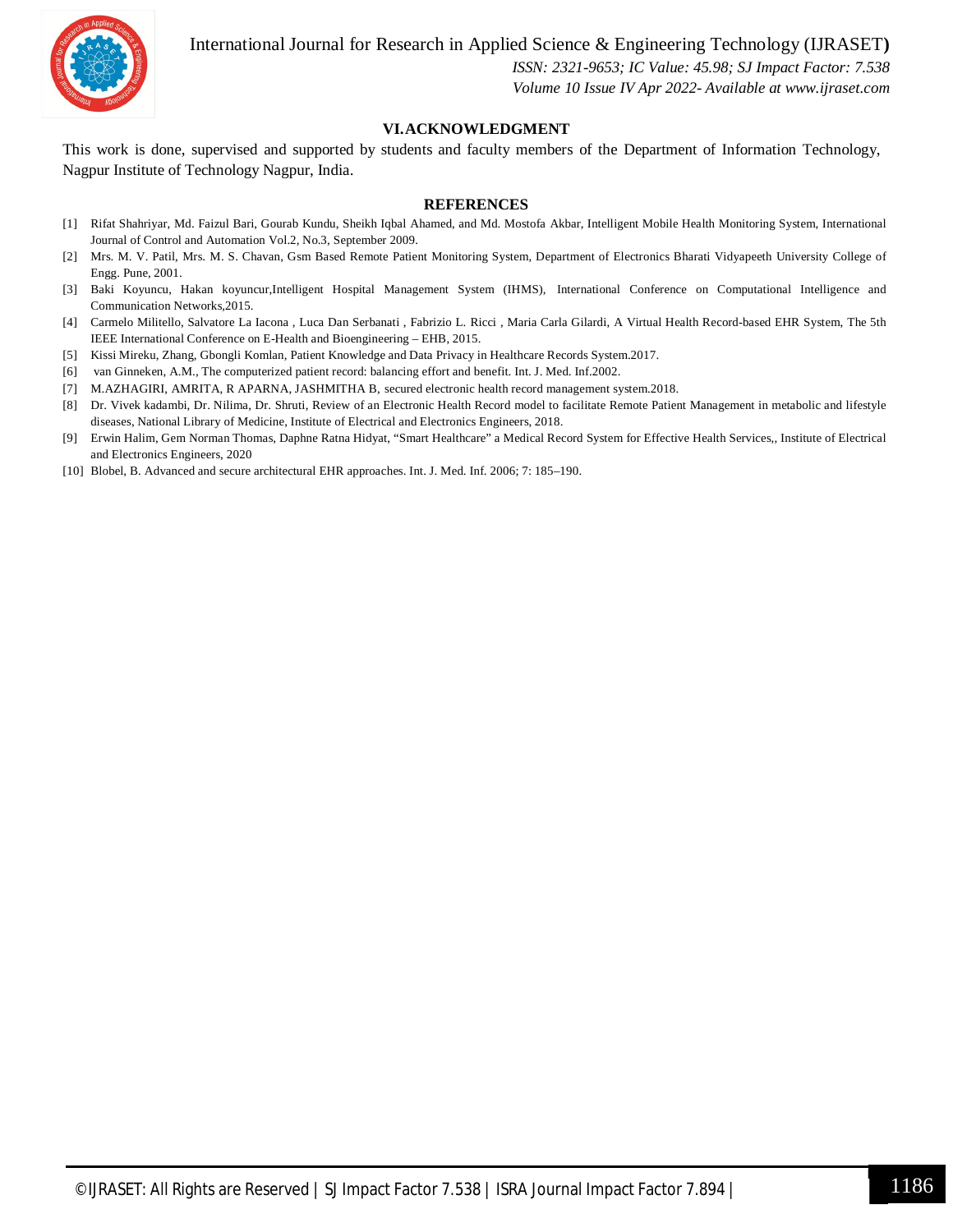## VI. ACKNOWLEDGMENT

This work is done, supervised and supported by students and faculty members of the Department of Information Technology, Nagpur Institute of Technology Nagpur, India.

## REFERENCES

[1] Rifat Shahriyar, Md. Faizul Bari, Gourab Kundu, Sheikh Iqbal Ahamed, and Md. Mostofa Akbar, Intelligent Mobile Health Monitoring System, International Journal of Control and Automation Vol.2, No.3, September 2009.

[2] Mrs. M. V. Patil, Mrs. M. S. Chavan, Gsm Based Remote Patient Monitoring System, Department of Electronics Bharati Vidyapeeth University College of Engg. Pune, 2001.

[3] Baki Koyuncu, Hakan koyuncur,Intelligent Hospital Management System (IHMS), International Conference on Computational Intelligence and Communication Networks,2015.

[4] Carmelo Militello, Salvatore La Iacona , Luca Dan Serbanati , Fabrizio L. Ricci , Maria Carla Gilardi, A Virtual Health Record-based EHR System, The 5th IEEE International Conference on E-Health and Bioengineering – EHB, 2015.

[5] Kissi Mireku, Zhang, Gbongli Komlan, Patient Knowledge and Data Privacy in Healthcare Records System.2017.

[6] van Ginneken, A.M., The computerized patient record: balancing effort and benefit. Int. J. Med. Inf.2002.

[7] M.AZHAGIRI, AMRITA, R APARNA, JASHMITHA B, secured electronic health record management system.2018.

[8] Dr. Vivek kadambi, Dr. Nilima, Dr. Shruti, Review of an Electronic Health Record model to facilitate Remote Patient Management in metabolic and lifestyle diseases, National Library of Medicine, Institute of Electrical and Electronics Engineers, 2018.

[9] Erwin Halim, Gem Norman Thomas, Daphne Ratna Hidyat, "Smart Healthcare" a Medical Record System for Effective Health Services,, Institute of Electrical and Electronics Engineers, 2020

[10] Blobel, B. Advanced and secure architectural EHR approaches. Int. J. Med. Inf. 2006; 7: 185–190.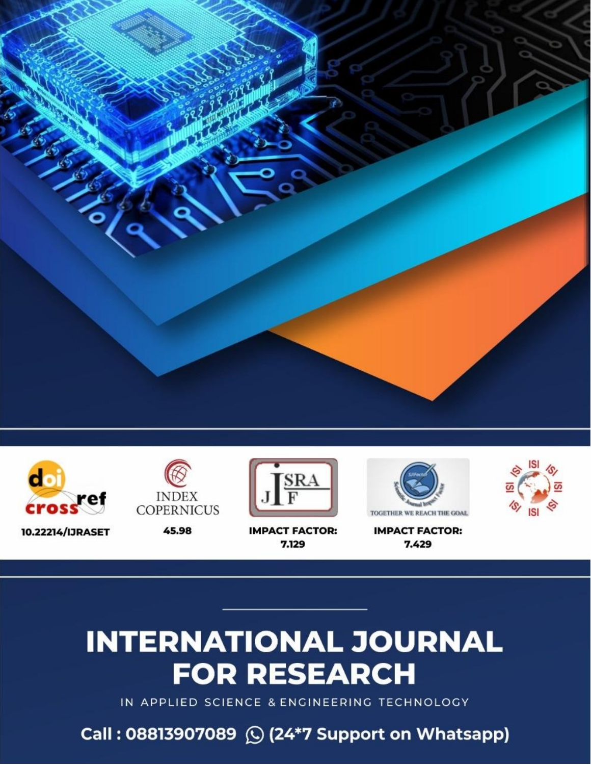10.22214/IJRASET

INDEX COPERNICUS

45.98

IMPACT FACTOR: 7.129

IMPACT FACTOR: 7.429

# INTERNATIONAL JOURNAL FOR RESEARCH

IN APPLIED SCIENCE & ENGINEERING TECHNOLOGY

Call : 08813907089 (24*7 Support on Whatsapp)